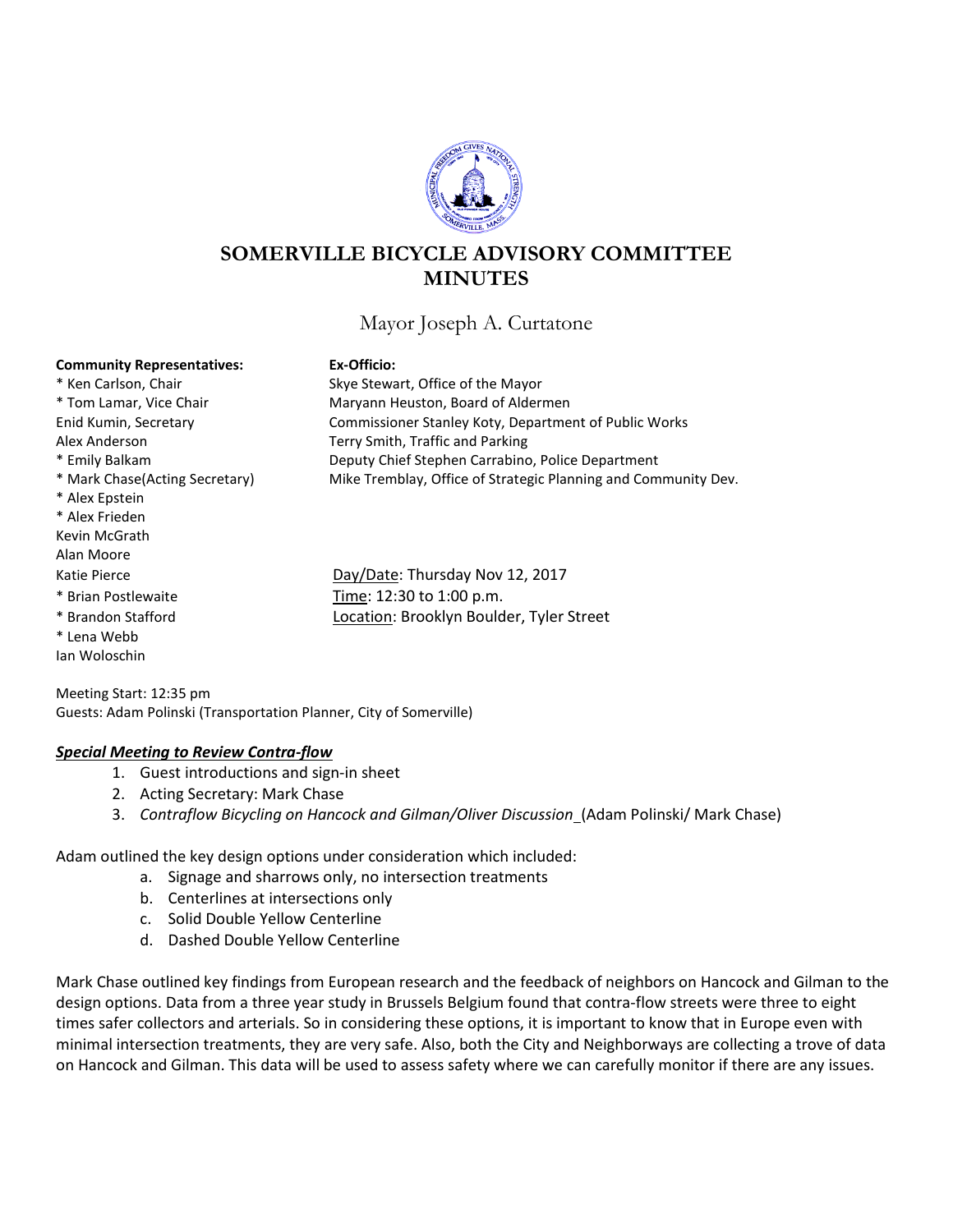# SOMERVILLE BICYCLE ADVISORY COMMITTEE MINUTES

Mayor Joseph A. Curtatone

**Community Representatives:**

* Ken Carlson, Chair
* Tom Lamar, Vice Chair
Enid Kumin, Secretary
Alex Anderson
* Emily Balkam
* Mark Chase(Acting Secretary)
* Alex Epstein
* Alex Frieden
Kevin McGrath
Alan Moore
Katie Pierce
* Brian Postlewaite
* Brandon Stafford
* Lena Webb
Ian Woloschin

**Ex-Officio:**

Skye Stewart, Office of the Mayor
Maryann Heuston, Board of Aldermen
Commissioner Stanley Koty, Department of Public Works
Terry Smith, Traffic and Parking
Deputy Chief Stephen Carrabino, Police Department
Mike Tremblay, Office of Strategic Planning and Community Dev.

Day/Date: Thursday Nov 12, 2017
Time: 12:30 to 1:00 p.m.
Location: Brooklyn Boulder, Tyler Street

Meeting Start: 12:35 pm
Guests: Adam Polinski (Transportation Planner, City of Somerville)

***Special Meeting to Review Contra-flow***

1. Guest introductions and sign-in sheet
2. Acting Secretary: Mark Chase
3. *Contraflow Bicycling on Hancock and Gilman/Oliver Discussion* (Adam Polinski/ Mark Chase)

Adam outlined the key design options under consideration which included:

a. Signage and sharrows only, no intersection treatments
b. Centerlines at intersections only
c. Solid Double Yellow Centerline
d. Dashed Double Yellow Centerline

Mark Chase outlined key findings from European research and the feedback of neighbors on Hancock and Gilman to the design options. Data from a three year study in Brussels Belgium found that contra-flow streets were three to eight times safer collectors and arterials. So in considering these options, it is important to know that in Europe even with minimal intersection treatments, they are very safe. Also, both the City and Neighborways are collecting a trove of data on Hancock and Gilman. This data will be used to assess safety where we can carefully monitor if there are any issues.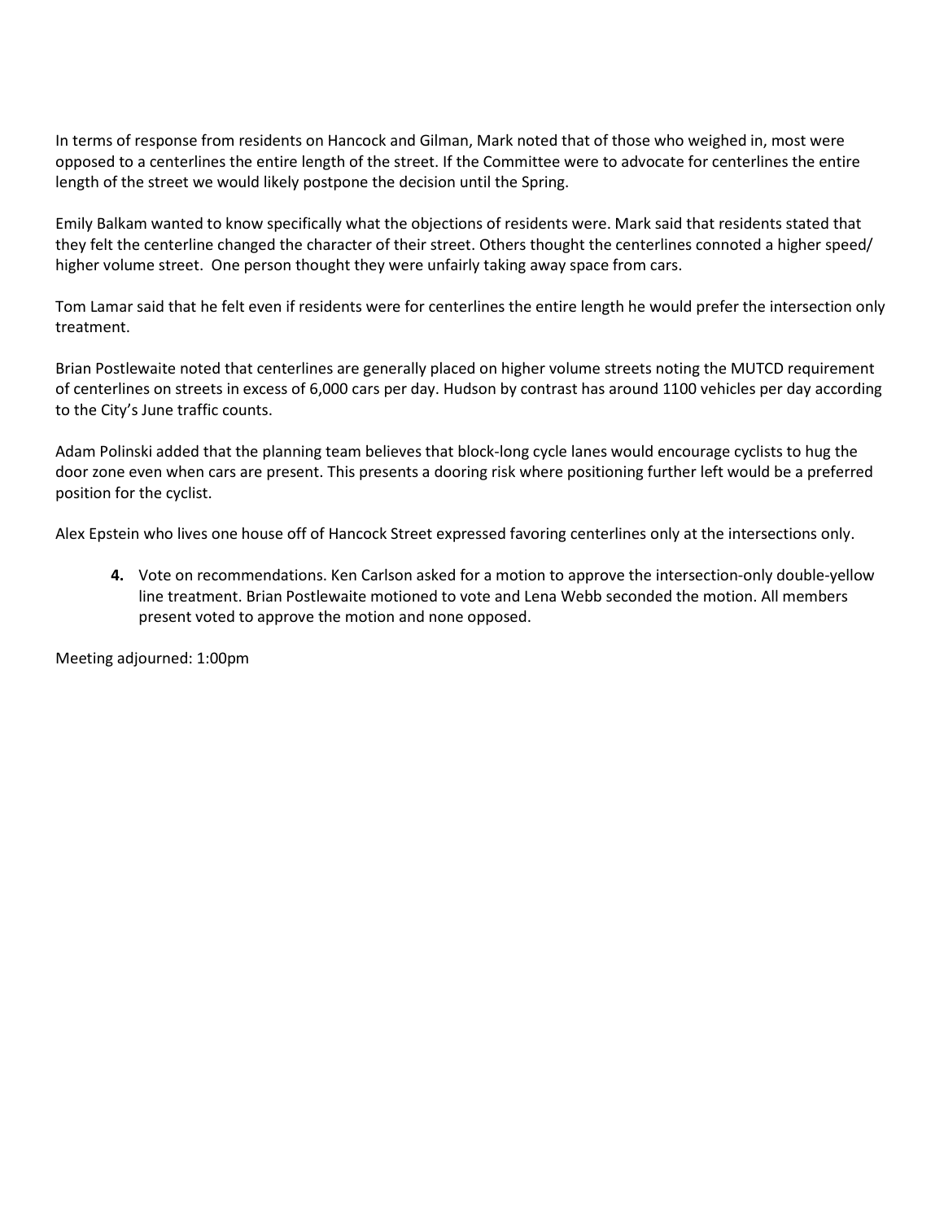In terms of response from residents on Hancock and Gilman, Mark noted that of those who weighed in, most were opposed to a centerlines the entire length of the street. If the Committee were to advocate for centerlines the entire length of the street we would likely postpone the decision until the Spring.

Emily Balkam wanted to know specifically what the objections of residents were. Mark said that residents stated that they felt the centerline changed the character of their street. Others thought the centerlines connoted a higher speed/ higher volume street. One person thought they were unfairly taking away space from cars.

Tom Lamar said that he felt even if residents were for centerlines the entire length he would prefer the intersection only treatment.

Brian Postlewaite noted that centerlines are generally placed on higher volume streets noting the MUTCD requirement of centerlines on streets in excess of 6,000 cars per day. Hudson by contrast has around 1100 vehicles per day according to the City's June traffic counts.

Adam Polinski added that the planning team believes that block-long cycle lanes would encourage cyclists to hug the door zone even when cars are present. This presents a dooring risk where positioning further left would be a preferred position for the cyclist.

Alex Epstein who lives one house off of Hancock Street expressed favoring centerlines only at the intersections only.

4. **Vote on recommendations.** Ken Carlson asked for a motion to approve the intersection-only double-yellow line treatment. Brian Postlewaite motioned to vote and Lena Webb seconded the motion. All members present voted to approve the motion and none opposed.

Meeting adjourned: 1:00pm